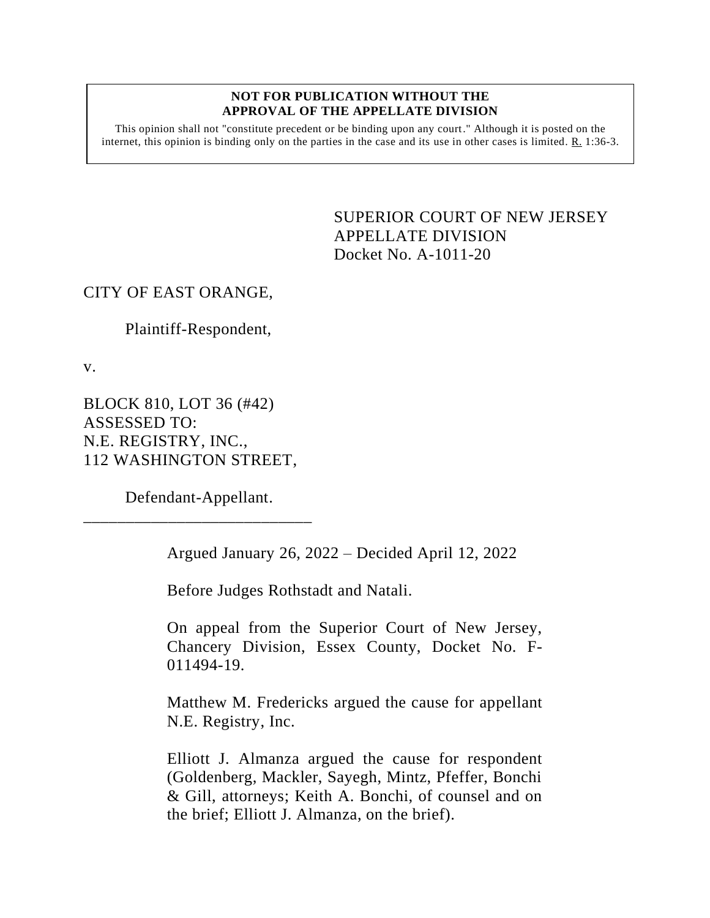**NOT FOR PUBLICATION WITHOUT THE APPROVAL OF THE APPELLATE DIVISION**

This opinion shall not "constitute precedent or be binding upon any court." Although it is posted on the internet, this opinion is binding only on the parties in the case and its use in other cases is limited. R. 1:36-3.

SUPERIOR COURT OF NEW JERSEY
APPELLATE DIVISION
Docket No. A-1011-20

CITY OF EAST ORANGE,

Plaintiff-Respondent,

v.

BLOCK 810, LOT 36 (#42)
ASSESSED TO:
N.E. REGISTRY, INC.,
112 WASHINGTON STREET,

Defendant-Appellant.

\_\_\_\_\_\_\_\_\_\_\_\_\_\_\_\_\_\_\_\_\_\_\_\_\_\_\_\_

Argued January 26, 2022 – Decided April 12, 2022

Before Judges Rothstadt and Natali.

On appeal from the Superior Court of New Jersey, Chancery Division, Essex County, Docket No. F-011494-19.

Matthew M. Fredericks argued the cause for appellant N.E. Registry, Inc.

Elliott J. Almanza argued the cause for respondent (Goldenberg, Mackler, Sayegh, Mintz, Pfeffer, Bonchi & Gill, attorneys; Keith A. Bonchi, of counsel and on the brief; Elliott J. Almanza, on the brief).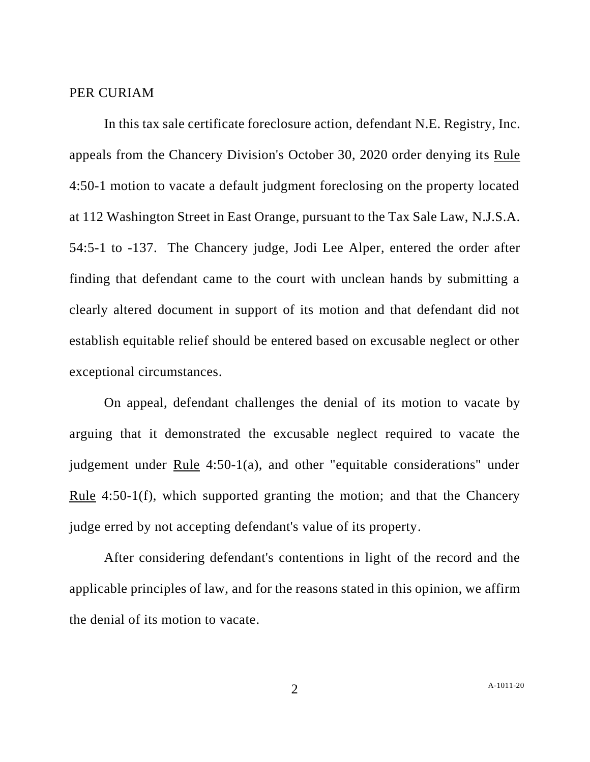PER CURIAM

In this tax sale certificate foreclosure action, defendant N.E. Registry, Inc. appeals from the Chancery Division's October 30, 2020 order denying its Rule 4:50-1 motion to vacate a default judgment foreclosing on the property located at 112 Washington Street in East Orange, pursuant to the Tax Sale Law, N.J.S.A. 54:5-1 to -137. The Chancery judge, Jodi Lee Alper, entered the order after finding that defendant came to the court with unclean hands by submitting a clearly altered document in support of its motion and that defendant did not establish equitable relief should be entered based on excusable neglect or other exceptional circumstances.

On appeal, defendant challenges the denial of its motion to vacate by arguing that it demonstrated the excusable neglect required to vacate the judgement under Rule 4:50-1(a), and other "equitable considerations" under Rule 4:50-1(f), which supported granting the motion; and that the Chancery judge erred by not accepting defendant's value of its property.

After considering defendant's contentions in light of the record and the applicable principles of law, and for the reasons stated in this opinion, we affirm the denial of its motion to vacate.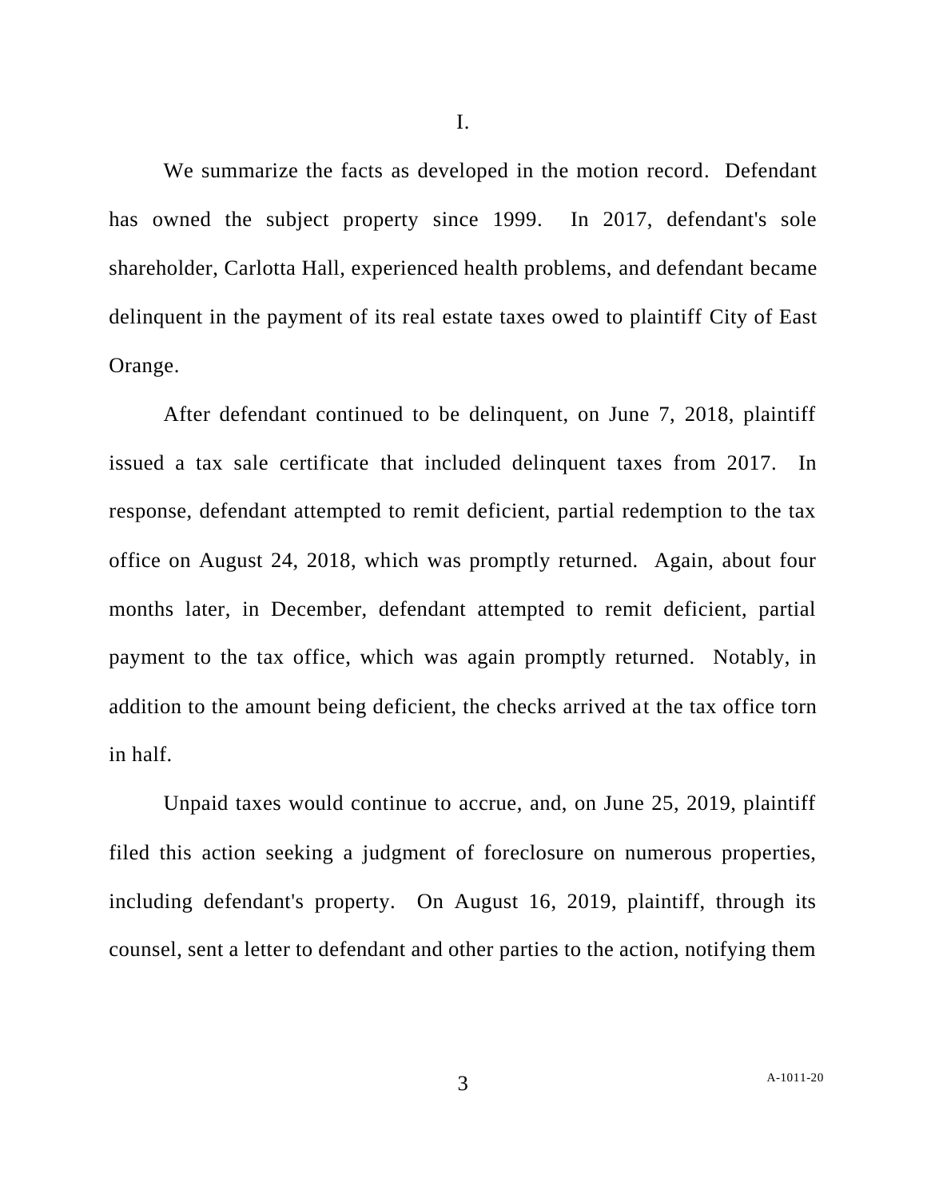I.

We summarize the facts as developed in the motion record. Defendant has owned the subject property since 1999. In 2017, defendant's sole shareholder, Carlotta Hall, experienced health problems, and defendant became delinquent in the payment of its real estate taxes owed to plaintiff City of East Orange.

After defendant continued to be delinquent, on June 7, 2018, plaintiff issued a tax sale certificate that included delinquent taxes from 2017. In response, defendant attempted to remit deficient, partial redemption to the tax office on August 24, 2018, which was promptly returned. Again, about four months later, in December, defendant attempted to remit deficient, partial payment to the tax office, which was again promptly returned. Notably, in addition to the amount being deficient, the checks arrived at the tax office torn in half.

Unpaid taxes would continue to accrue, and, on June 25, 2019, plaintiff filed this action seeking a judgment of foreclosure on numerous properties, including defendant's property. On August 16, 2019, plaintiff, through its counsel, sent a letter to defendant and other parties to the action, notifying them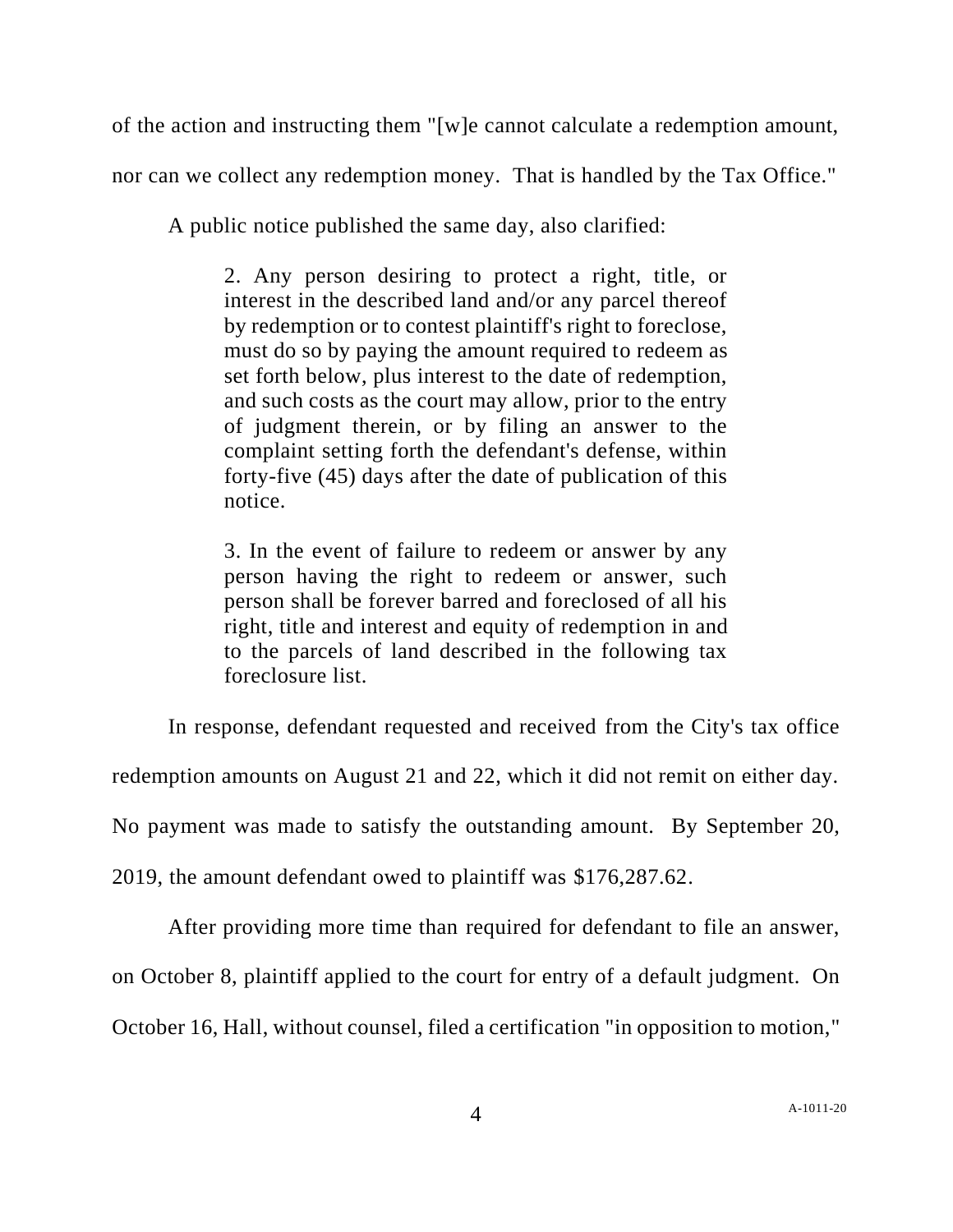of the action and instructing them "[w]e cannot calculate a redemption amount, nor can we collect any redemption money. That is handled by the Tax Office."

A public notice published the same day, also clarified:

> 2. Any person desiring to protect a right, title, or interest in the described land and/or any parcel thereof by redemption or to contest plaintiff's right to foreclose, must do so by paying the amount required to redeem as set forth below, plus interest to the date of redemption, and such costs as the court may allow, prior to the entry of judgment therein, or by filing an answer to the complaint setting forth the defendant's defense, within forty-five (45) days after the date of publication of this notice.
>
> 3. In the event of failure to redeem or answer by any person having the right to redeem or answer, such person shall be forever barred and foreclosed of all his right, title and interest and equity of redemption in and to the parcels of land described in the following tax foreclosure list.

In response, defendant requested and received from the City's tax office redemption amounts on August 21 and 22, which it did not remit on either day. No payment was made to satisfy the outstanding amount. By September 20, 2019, the amount defendant owed to plaintiff was $176,287.62.

After providing more time than required for defendant to file an answer, on October 8, plaintiff applied to the court for entry of a default judgment. On October 16, Hall, without counsel, filed a certification "in opposition to motion,"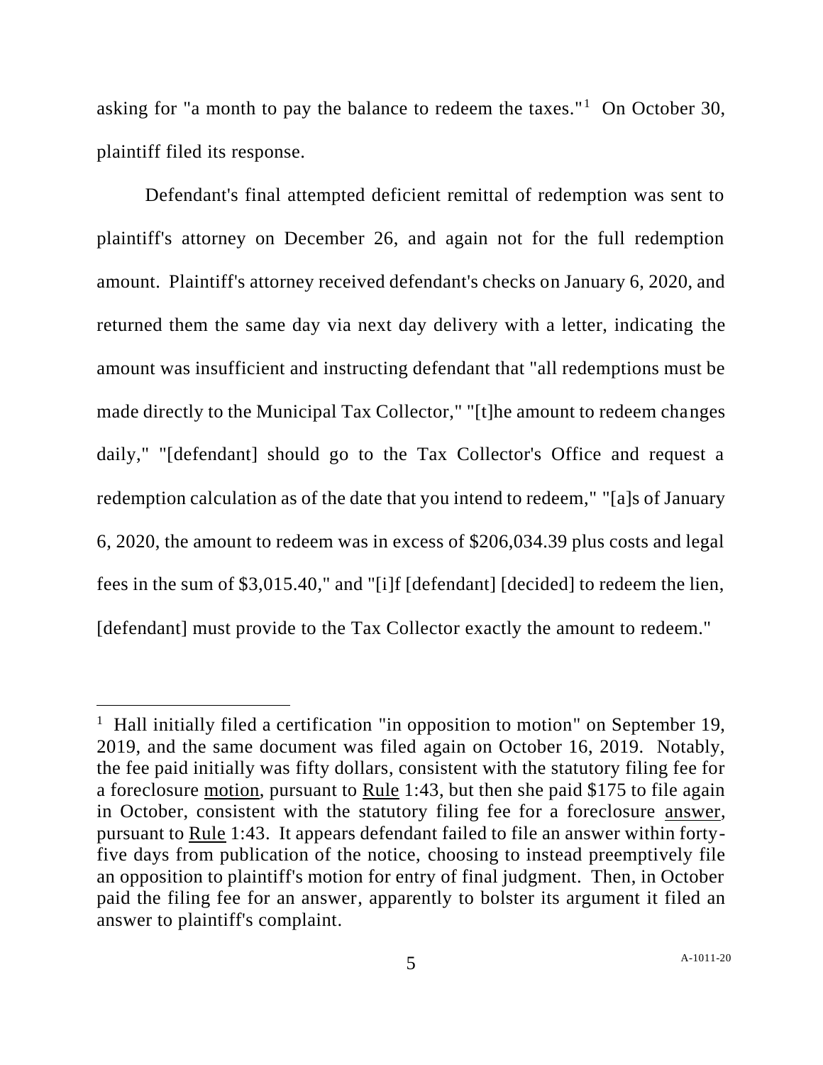asking for "a month to pay the balance to redeem the taxes."[1] On October 30, plaintiff filed its response.

Defendant's final attempted deficient remittal of redemption was sent to plaintiff's attorney on December 26, and again not for the full redemption amount. Plaintiff's attorney received defendant's checks on January 6, 2020, and returned them the same day via next day delivery with a letter, indicating the amount was insufficient and instructing defendant that "all redemptions must be made directly to the Municipal Tax Collector," "[t]he amount to redeem changes daily," "[defendant] should go to the Tax Collector's Office and request a redemption calculation as of the date that you intend to redeem," "[a]s of January 6, 2020, the amount to redeem was in excess of $206,034.39 plus costs and legal fees in the sum of $3,015.40," and "[i]f [defendant] [decided] to redeem the lien, [defendant] must provide to the Tax Collector exactly the amount to redeem."

---

[1] Hall initially filed a certification "in opposition to motion" on September 19, 2019, and the same document was filed again on October 16, 2019. Notably, the fee paid initially was fifty dollars, consistent with the statutory filing fee for a foreclosure <u>motion</u>, pursuant to <u>Rule</u> 1:43, but then she paid $175 to file again in October, consistent with the statutory filing fee for a foreclosure <u>answer</u>, pursuant to <u>Rule</u> 1:43. It appears defendant failed to file an answer within forty-five days from publication of the notice, choosing to instead preemptively file an opposition to plaintiff's motion for entry of final judgment. Then, in October paid the filing fee for an answer, apparently to bolster its argument it filed an answer to plaintiff's complaint.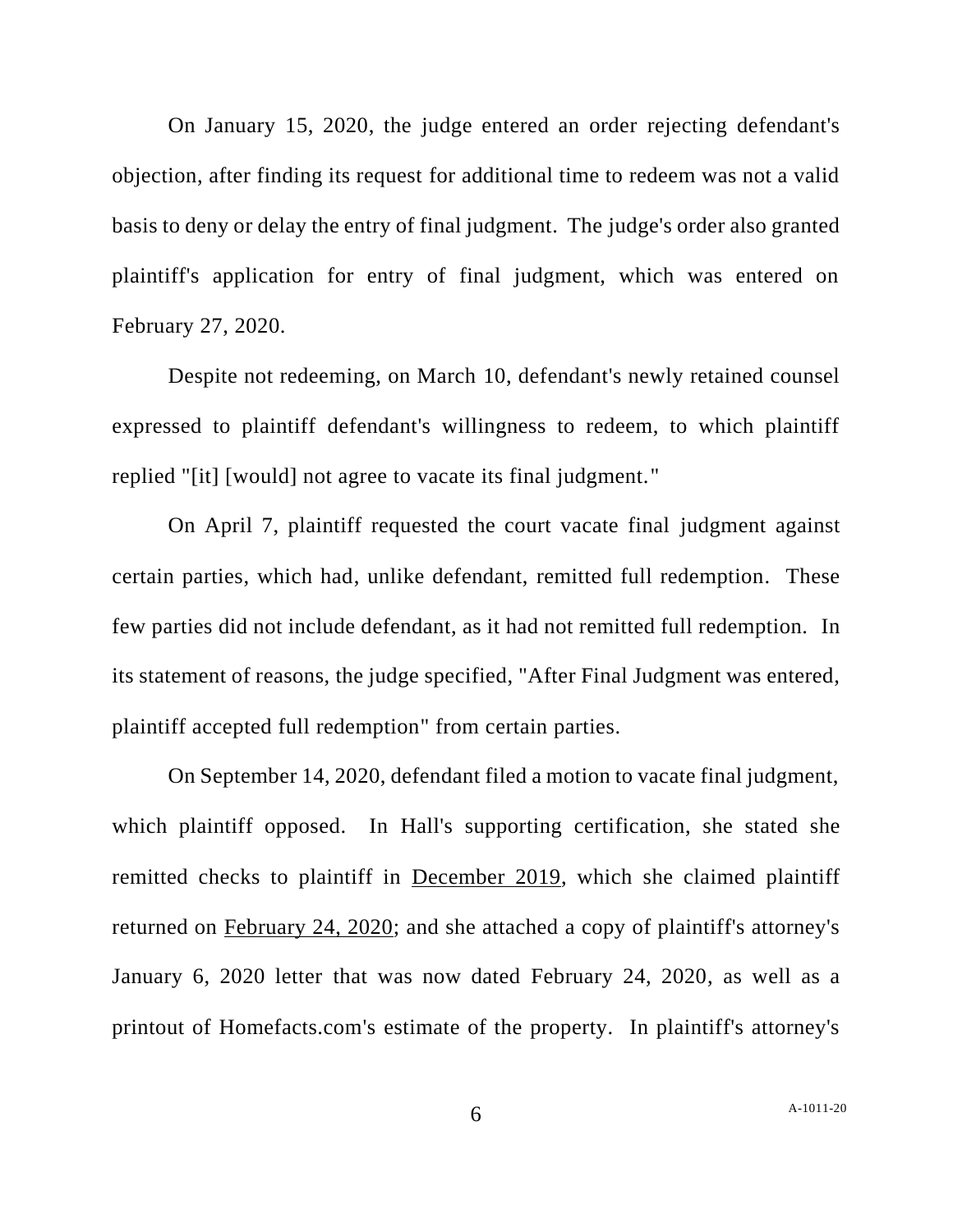On January 15, 2020, the judge entered an order rejecting defendant's objection, after finding its request for additional time to redeem was not a valid basis to deny or delay the entry of final judgment. The judge's order also granted plaintiff's application for entry of final judgment, which was entered on February 27, 2020.

Despite not redeeming, on March 10, defendant's newly retained counsel expressed to plaintiff defendant's willingness to redeem, to which plaintiff replied "[it] [would] not agree to vacate its final judgment."

On April 7, plaintiff requested the court vacate final judgment against certain parties, which had, unlike defendant, remitted full redemption. These few parties did not include defendant, as it had not remitted full redemption. In its statement of reasons, the judge specified, "After Final Judgment was entered, plaintiff accepted full redemption" from certain parties.

On September 14, 2020, defendant filed a motion to vacate final judgment, which plaintiff opposed. In Hall's supporting certification, she stated she remitted checks to plaintiff in <u>December 2019</u>, which she claimed plaintiff returned on <u>February 24, 2020</u>; and she attached a copy of plaintiff's attorney's January 6, 2020 letter that was now dated February 24, 2020, as well as a printout of Homefacts.com's estimate of the property. In plaintiff's attorney's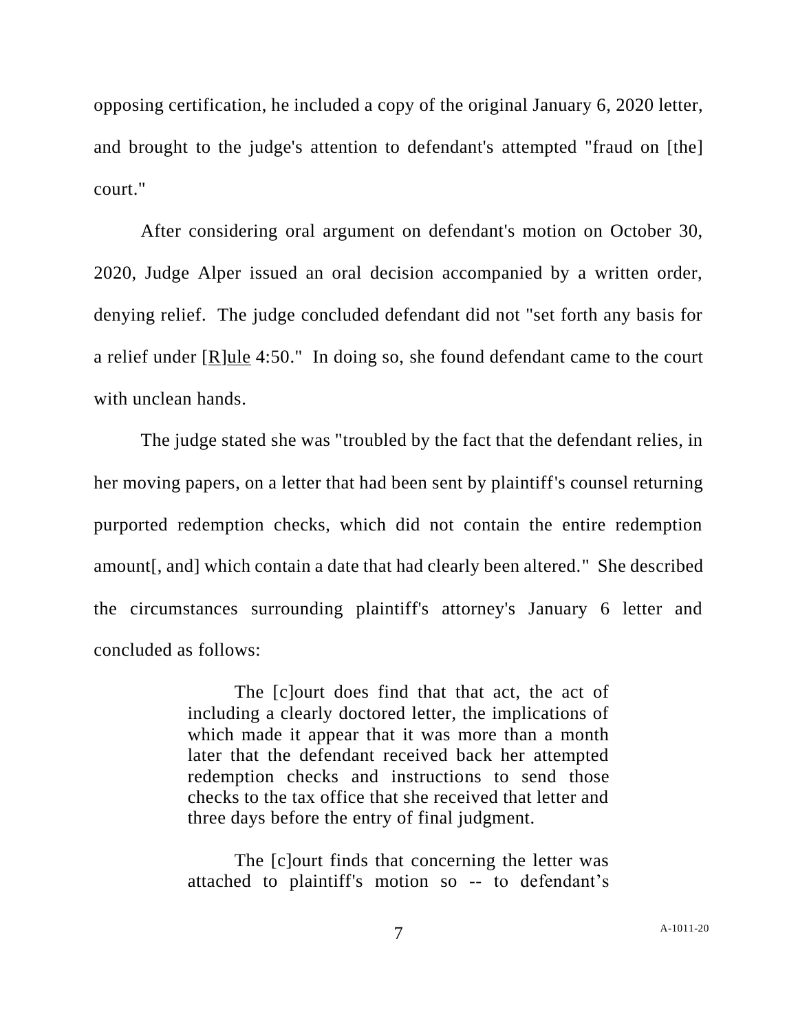opposing certification, he included a copy of the original January 6, 2020 letter, and brought to the judge's attention to defendant's attempted "fraud on [the] court."

After considering oral argument on defendant's motion on October 30, 2020, Judge Alper issued an oral decision accompanied by a written order, denying relief. The judge concluded defendant did not "set forth any basis for a relief under [R]ule 4:50." In doing so, she found defendant came to the court with unclean hands.

The judge stated she was "troubled by the fact that the defendant relies, in her moving papers, on a letter that had been sent by plaintiff's counsel returning purported redemption checks, which did not contain the entire redemption amount[, and] which contain a date that had clearly been altered." She described the circumstances surrounding plaintiff's attorney's January 6 letter and concluded as follows:

> The [c]ourt does find that that act, the act of including a clearly doctored letter, the implications of which made it appear that it was more than a month later that the defendant received back her attempted redemption checks and instructions to send those checks to the tax office that she received that letter and three days before the entry of final judgment.
>
> The [c]ourt finds that concerning the letter was attached to plaintiff's motion so -- to defendant's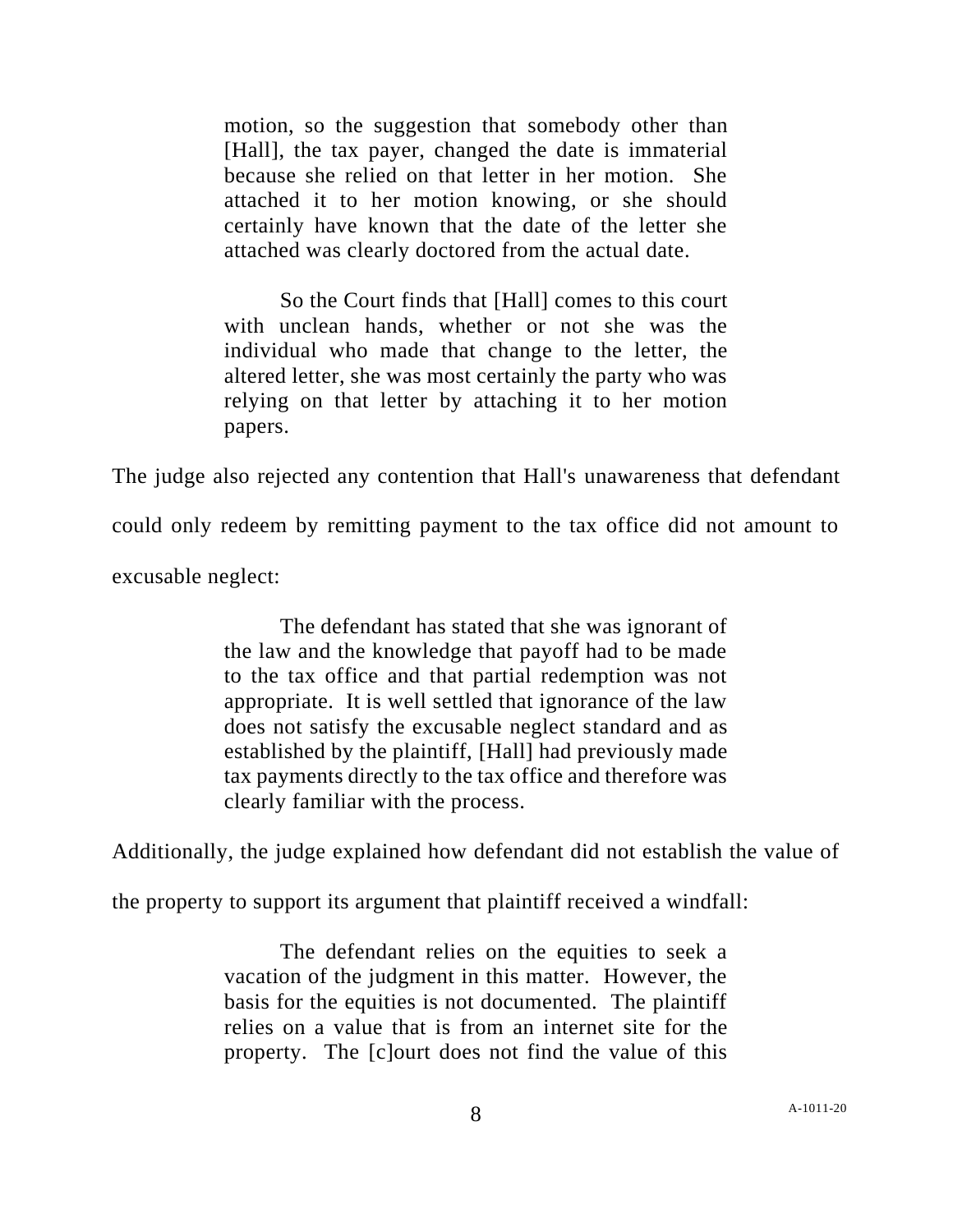> motion, so the suggestion that somebody other than [Hall], the tax payer, changed the date is immaterial because she relied on that letter in her motion. She attached it to her motion knowing, or she should certainly have known that the date of the letter she attached was clearly doctored from the actual date.
>
> So the Court finds that [Hall] comes to this court with unclean hands, whether or not she was the individual who made that change to the letter, the altered letter, she was most certainly the party who was relying on that letter by attaching it to her motion papers.

The judge also rejected any contention that Hall's unawareness that defendant could only redeem by remitting payment to the tax office did not amount to excusable neglect:

> The defendant has stated that she was ignorant of the law and the knowledge that payoff had to be made to the tax office and that partial redemption was not appropriate. It is well settled that ignorance of the law does not satisfy the excusable neglect standard and as established by the plaintiff, [Hall] had previously made tax payments directly to the tax office and therefore was clearly familiar with the process.

Additionally, the judge explained how defendant did not establish the value of the property to support its argument that plaintiff received a windfall:

> The defendant relies on the equities to seek a vacation of the judgment in this matter. However, the basis for the equities is not documented. The plaintiff relies on a value that is from an internet site for the property. The [c]ourt does not find the value of this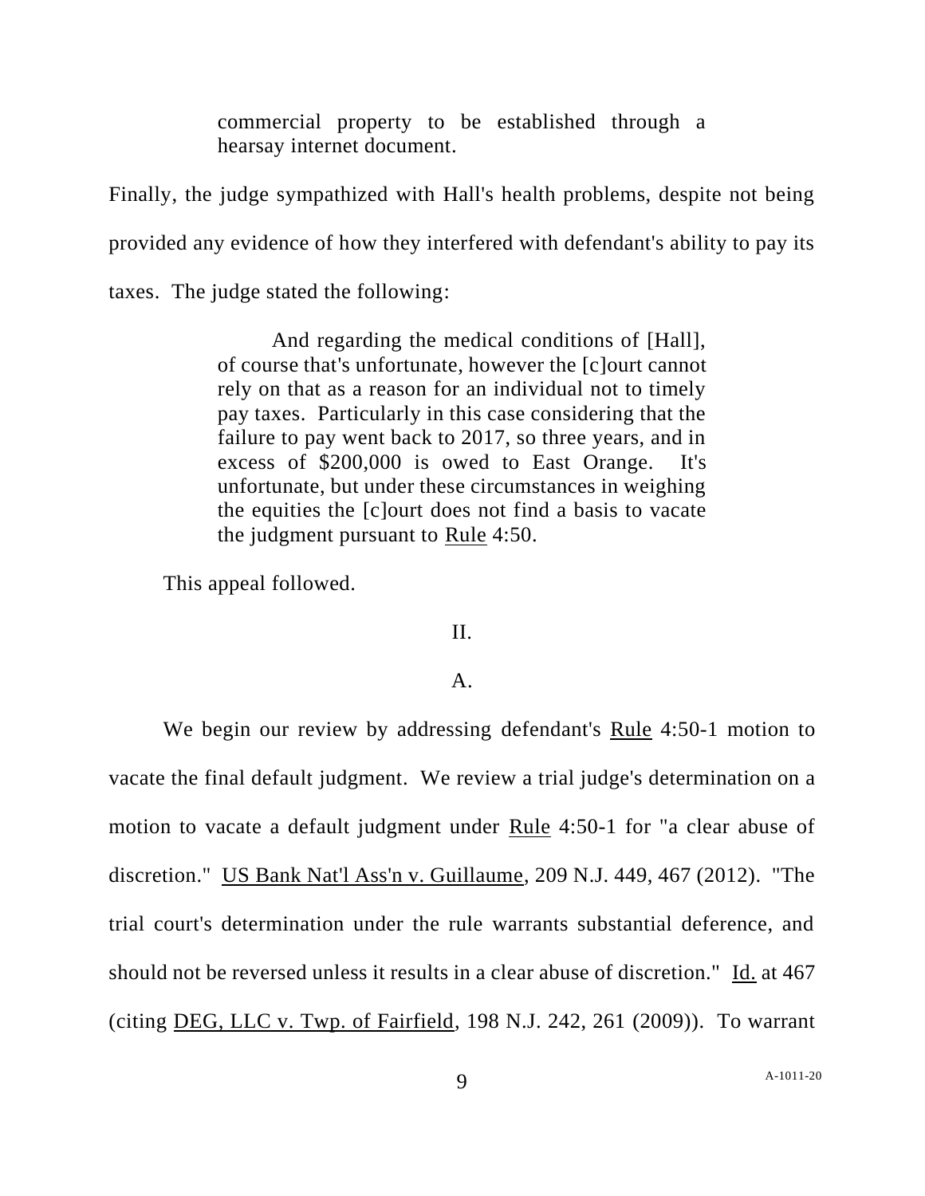> commercial property to be established through a hearsay internet document.

Finally, the judge sympathized with Hall's health problems, despite not being provided any evidence of how they interfered with defendant's ability to pay its taxes. The judge stated the following:

> And regarding the medical conditions of [Hall], of course that's unfortunate, however the [c]ourt cannot rely on that as a reason for an individual not to timely pay taxes. Particularly in this case considering that the failure to pay went back to 2017, so three years, and in excess of $200,000 is owed to East Orange. It's unfortunate, but under these circumstances in weighing the equities the [c]ourt does not find a basis to vacate the judgment pursuant to Rule 4:50.

This appeal followed.

## II.

### A.

We begin our review by addressing defendant's Rule 4:50-1 motion to vacate the final default judgment. We review a trial judge's determination on a motion to vacate a default judgment under Rule 4:50-1 for "a clear abuse of discretion." US Bank Nat'l Ass'n v. Guillaume, 209 N.J. 449, 467 (2012). "The trial court's determination under the rule warrants substantial deference, and should not be reversed unless it results in a clear abuse of discretion." Id. at 467 (citing DEG, LLC v. Twp. of Fairfield, 198 N.J. 242, 261 (2009)). To warrant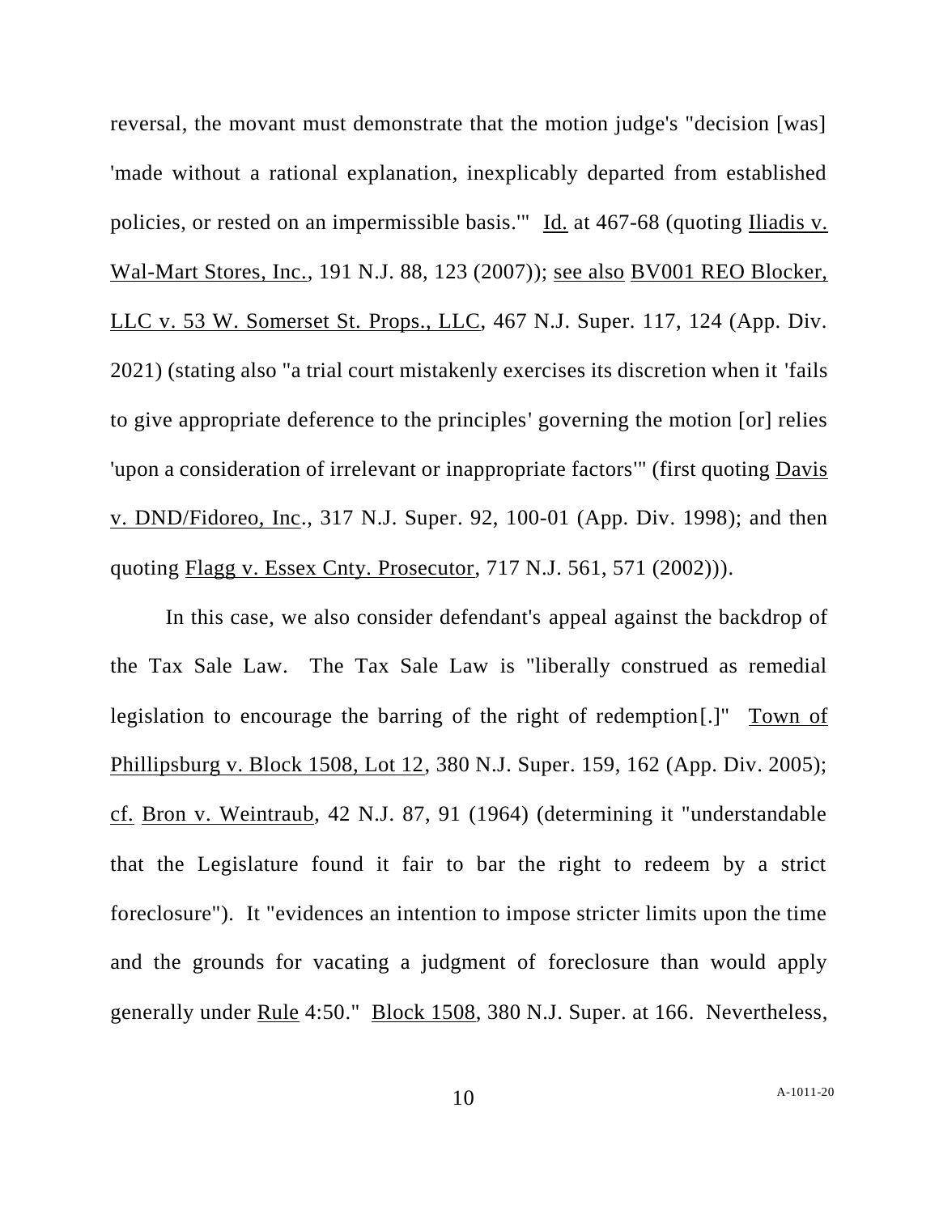reversal, the movant must demonstrate that the motion judge's "decision [was] 'made without a rational explanation, inexplicably departed from established policies, or rested on an impermissible basis.'" Id. at 467-68 (quoting Iliadis v. Wal-Mart Stores, Inc., 191 N.J. 88, 123 (2007)); see also BV001 REO Blocker, LLC v. 53 W. Somerset St. Props., LLC, 467 N.J. Super. 117, 124 (App. Div. 2021) (stating also "a trial court mistakenly exercises its discretion when it 'fails to give appropriate deference to the principles' governing the motion [or] relies 'upon a consideration of irrelevant or inappropriate factors'" (first quoting Davis v. DND/Fidoreo, Inc., 317 N.J. Super. 92, 100-01 (App. Div. 1998); and then quoting Flagg v. Essex Cnty. Prosecutor, 717 N.J. 561, 571 (2002))).

In this case, we also consider defendant's appeal against the backdrop of the Tax Sale Law. The Tax Sale Law is "liberally construed as remedial legislation to encourage the barring of the right of redemption[.]" Town of Phillipsburg v. Block 1508, Lot 12, 380 N.J. Super. 159, 162 (App. Div. 2005); cf. Bron v. Weintraub, 42 N.J. 87, 91 (1964) (determining it "understandable that the Legislature found it fair to bar the right to redeem by a strict foreclosure"). It "evidences an intention to impose stricter limits upon the time and the grounds for vacating a judgment of foreclosure than would apply generally under Rule 4:50." Block 1508, 380 N.J. Super. at 166. Nevertheless,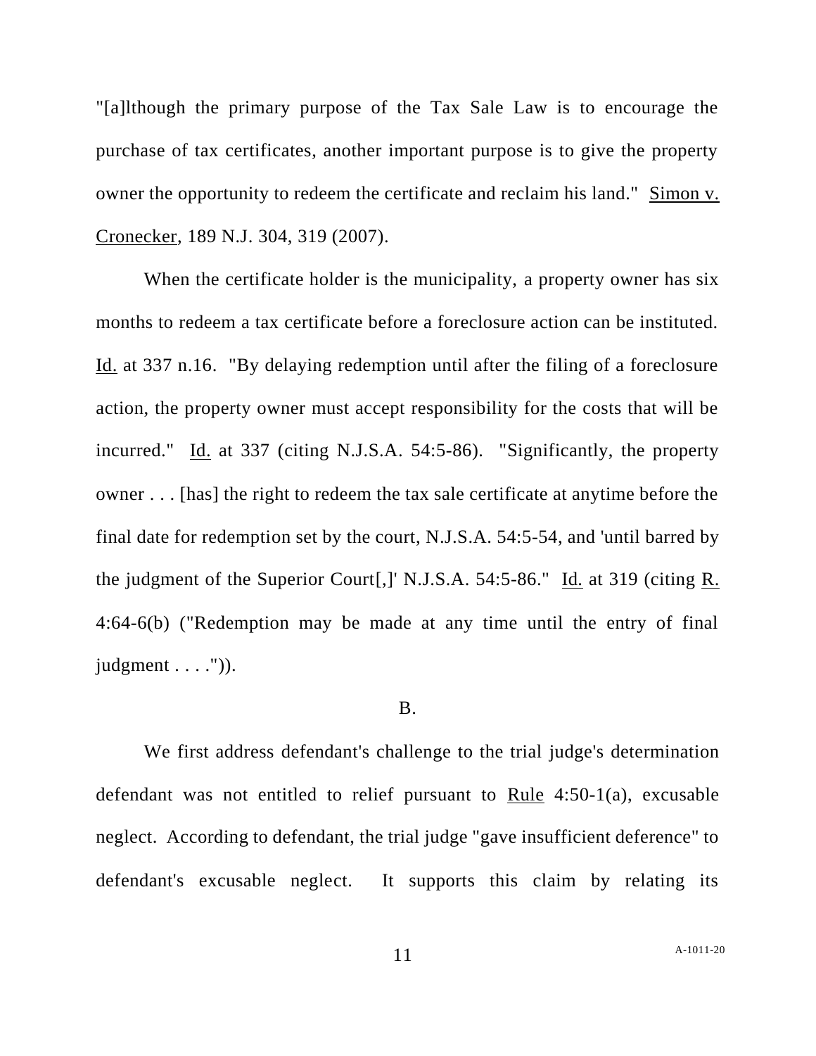"[a]lthough the primary purpose of the Tax Sale Law is to encourage the purchase of tax certificates, another important purpose is to give the property owner the opportunity to redeem the certificate and reclaim his land." Simon v. Cronecker, 189 N.J. 304, 319 (2007).

When the certificate holder is the municipality, a property owner has six months to redeem a tax certificate before a foreclosure action can be instituted. Id. at 337 n.16. "By delaying redemption until after the filing of a foreclosure action, the property owner must accept responsibility for the costs that will be incurred." Id. at 337 (citing N.J.S.A. 54:5-86). "Significantly, the property owner . . . [has] the right to redeem the tax sale certificate at anytime before the final date for redemption set by the court, N.J.S.A. 54:5-54, and 'until barred by the judgment of the Superior Court[,]' N.J.S.A. 54:5-86." Id. at 319 (citing R. 4:64-6(b) ("Redemption may be made at any time until the entry of final judgment . . . .")).

B.

We first address defendant's challenge to the trial judge's determination defendant was not entitled to relief pursuant to Rule 4:50-1(a), excusable neglect. According to defendant, the trial judge "gave insufficient deference" to defendant's excusable neglect. It supports this claim by relating its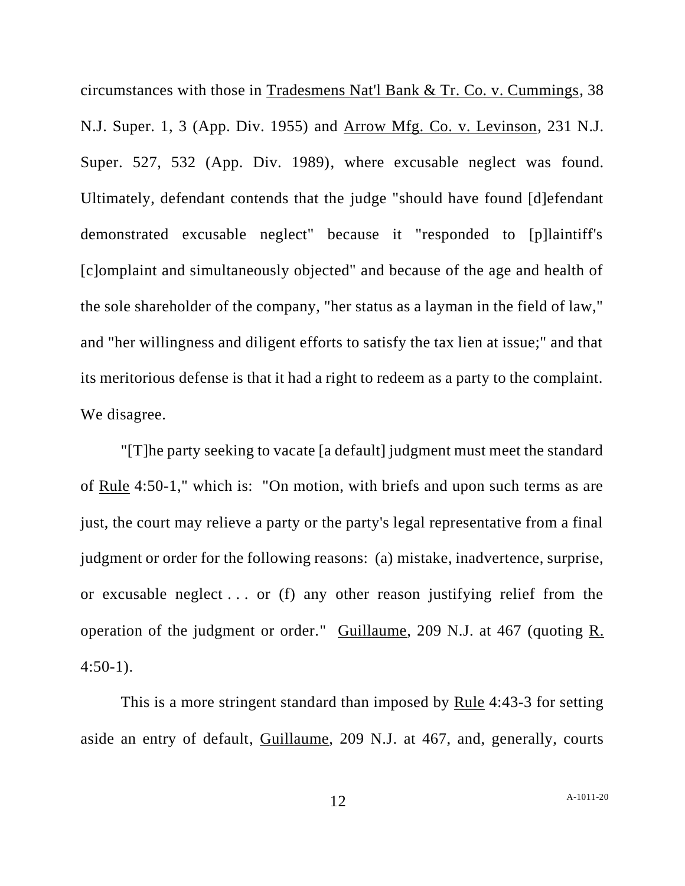circumstances with those in Tradesmens Nat'l Bank & Tr. Co. v. Cummings, 38 N.J. Super. 1, 3 (App. Div. 1955) and Arrow Mfg. Co. v. Levinson, 231 N.J. Super. 527, 532 (App. Div. 1989), where excusable neglect was found. Ultimately, defendant contends that the judge "should have found [d]efendant demonstrated excusable neglect" because it "responded to [p]laintiff's [c]omplaint and simultaneously objected" and because of the age and health of the sole shareholder of the company, "her status as a layman in the field of law," and "her willingness and diligent efforts to satisfy the tax lien at issue;" and that its meritorious defense is that it had a right to redeem as a party to the complaint. We disagree.

"[T]he party seeking to vacate [a default] judgment must meet the standard of Rule 4:50-1," which is: "On motion, with briefs and upon such terms as are just, the court may relieve a party or the party's legal representative from a final judgment or order for the following reasons: (a) mistake, inadvertence, surprise, or excusable neglect . . . or (f) any other reason justifying relief from the operation of the judgment or order." Guillaume, 209 N.J. at 467 (quoting R. 4:50-1).

This is a more stringent standard than imposed by Rule 4:43-3 for setting aside an entry of default, Guillaume, 209 N.J. at 467, and, generally, courts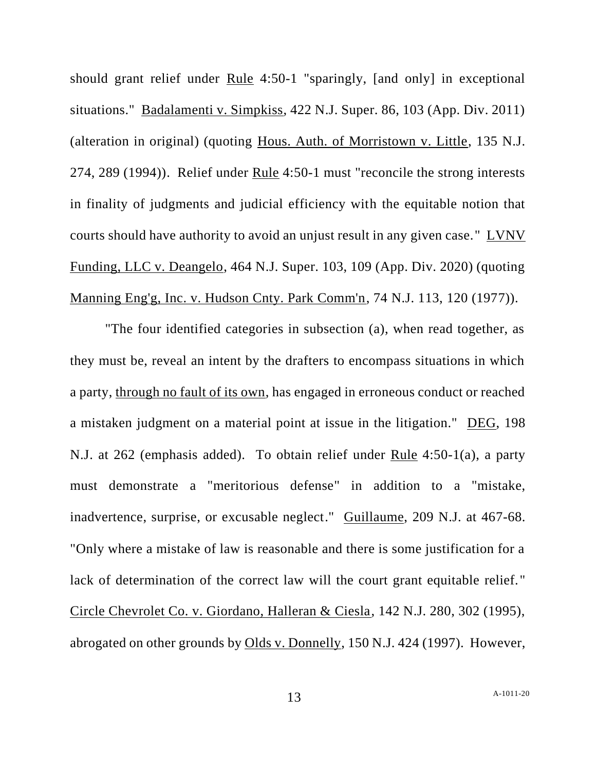should grant relief under Rule 4:50-1 "sparingly, [and only] in exceptional situations." Badalamenti v. Simpkiss, 422 N.J. Super. 86, 103 (App. Div. 2011) (alteration in original) (quoting Hous. Auth. of Morristown v. Little, 135 N.J. 274, 289 (1994)). Relief under Rule 4:50-1 must "reconcile the strong interests in finality of judgments and judicial efficiency with the equitable notion that courts should have authority to avoid an unjust result in any given case." LVNV Funding, LLC v. Deangelo, 464 N.J. Super. 103, 109 (App. Div. 2020) (quoting Manning Eng'g, Inc. v. Hudson Cnty. Park Comm'n, 74 N.J. 113, 120 (1977)).

"The four identified categories in subsection (a), when read together, as they must be, reveal an intent by the drafters to encompass situations in which a party, through no fault of its own, has engaged in erroneous conduct or reached a mistaken judgment on a material point at issue in the litigation." DEG, 198 N.J. at 262 (emphasis added). To obtain relief under Rule 4:50-1(a), a party must demonstrate a "meritorious defense" in addition to a "mistake, inadvertence, surprise, or excusable neglect." Guillaume, 209 N.J. at 467-68. "Only where a mistake of law is reasonable and there is some justification for a lack of determination of the correct law will the court grant equitable relief." Circle Chevrolet Co. v. Giordano, Halleran & Ciesla, 142 N.J. 280, 302 (1995), abrogated on other grounds by Olds v. Donnelly, 150 N.J. 424 (1997). However,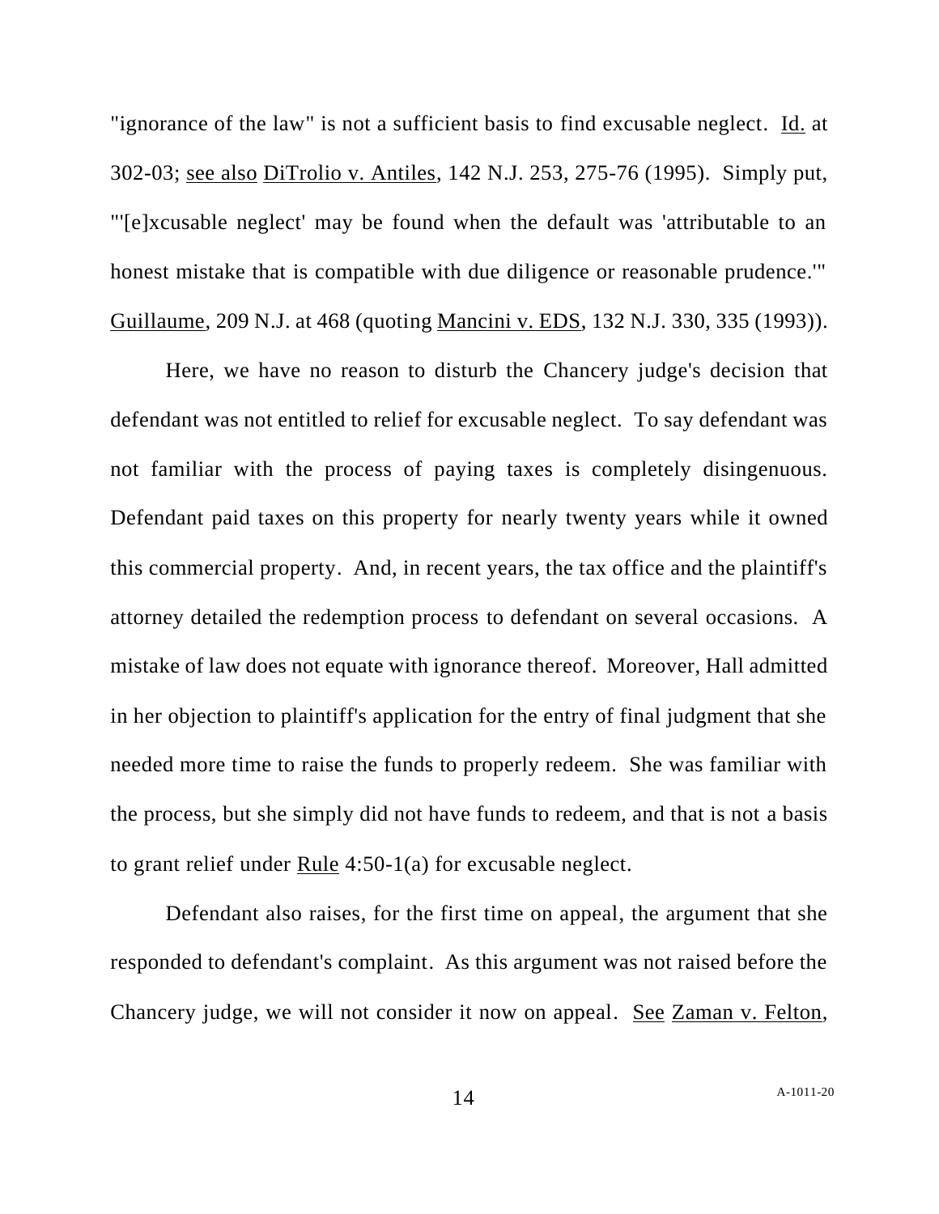"ignorance of the law" is not a sufficient basis to find excusable neglect. Id. at 302-03; see also DiTrolio v. Antiles, 142 N.J. 253, 275-76 (1995). Simply put, "'[e]xcusable neglect' may be found when the default was 'attributable to an honest mistake that is compatible with due diligence or reasonable prudence.'" Guillaume, 209 N.J. at 468 (quoting Mancini v. EDS, 132 N.J. 330, 335 (1993)).

Here, we have no reason to disturb the Chancery judge's decision that defendant was not entitled to relief for excusable neglect. To say defendant was not familiar with the process of paying taxes is completely disingenuous. Defendant paid taxes on this property for nearly twenty years while it owned this commercial property. And, in recent years, the tax office and the plaintiff's attorney detailed the redemption process to defendant on several occasions. A mistake of law does not equate with ignorance thereof. Moreover, Hall admitted in her objection to plaintiff's application for the entry of final judgment that she needed more time to raise the funds to properly redeem. She was familiar with the process, but she simply did not have funds to redeem, and that is not a basis to grant relief under Rule 4:50-1(a) for excusable neglect.

Defendant also raises, for the first time on appeal, the argument that she responded to defendant's complaint. As this argument was not raised before the Chancery judge, we will not consider it now on appeal. See Zaman v. Felton,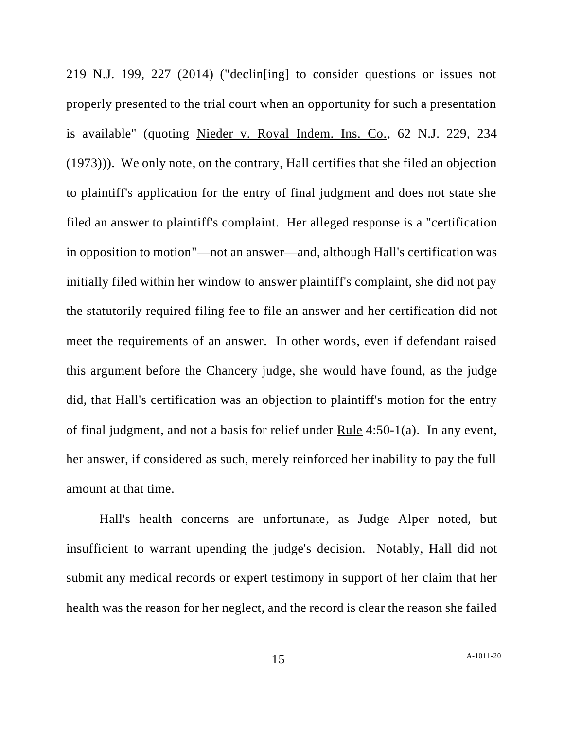219 N.J. 199, 227 (2014) ("declin[ing] to consider questions or issues not properly presented to the trial court when an opportunity for such a presentation is available" (quoting Nieder v. Royal Indem. Ins. Co., 62 N.J. 229, 234 (1973))). We only note, on the contrary, Hall certifies that she filed an objection to plaintiff's application for the entry of final judgment and does not state she filed an answer to plaintiff's complaint. Her alleged response is a "certification in opposition to motion"—not an answer—and, although Hall's certification was initially filed within her window to answer plaintiff's complaint, she did not pay the statutorily required filing fee to file an answer and her certification did not meet the requirements of an answer. In other words, even if defendant raised this argument before the Chancery judge, she would have found, as the judge did, that Hall's certification was an objection to plaintiff's motion for the entry of final judgment, and not a basis for relief under Rule 4:50-1(a). In any event, her answer, if considered as such, merely reinforced her inability to pay the full amount at that time.

Hall's health concerns are unfortunate, as Judge Alper noted, but insufficient to warrant upending the judge's decision. Notably, Hall did not submit any medical records or expert testimony in support of her claim that her health was the reason for her neglect, and the record is clear the reason she failed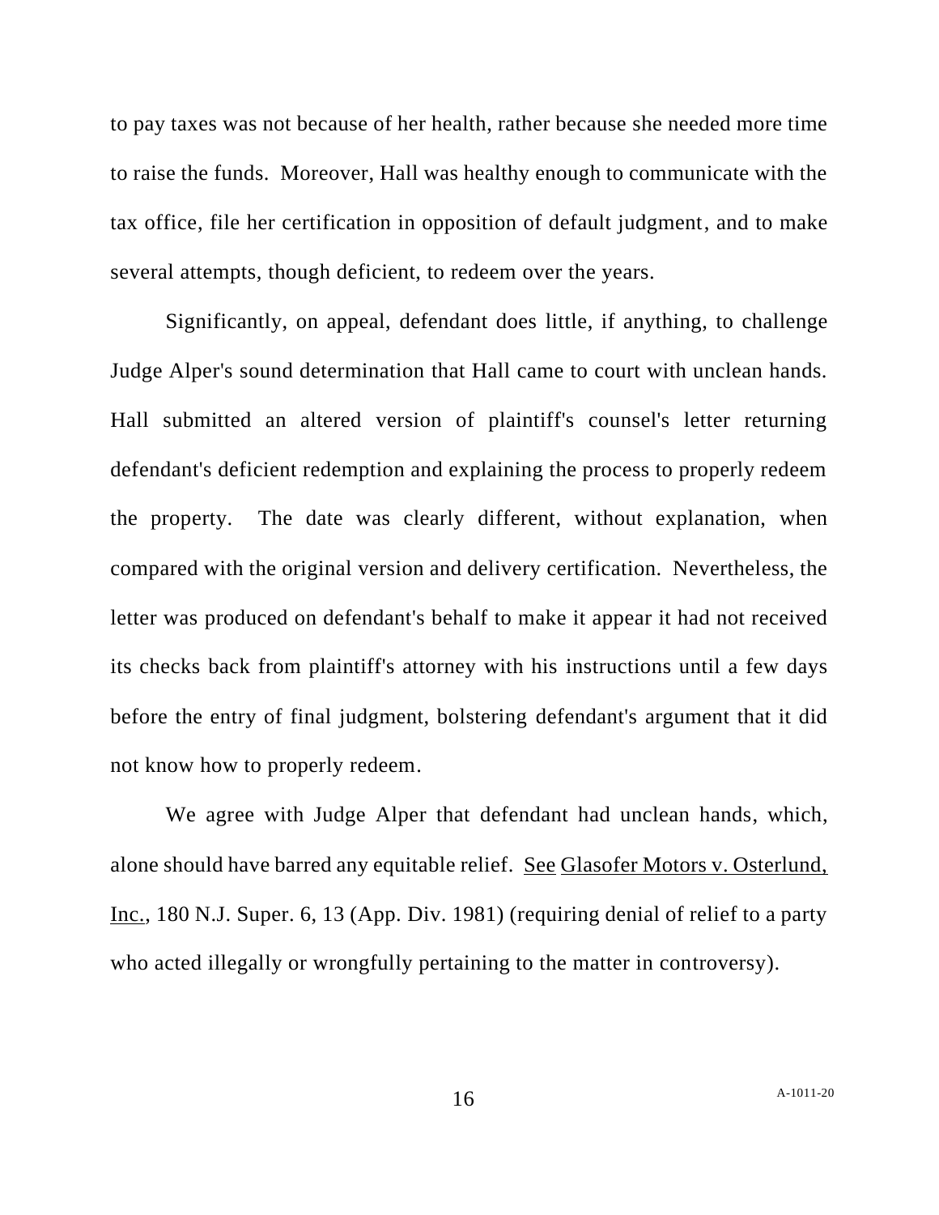to pay taxes was not because of her health, rather because she needed more time to raise the funds. Moreover, Hall was healthy enough to communicate with the tax office, file her certification in opposition of default judgment, and to make several attempts, though deficient, to redeem over the years.

Significantly, on appeal, defendant does little, if anything, to challenge Judge Alper's sound determination that Hall came to court with unclean hands. Hall submitted an altered version of plaintiff's counsel's letter returning defendant's deficient redemption and explaining the process to properly redeem the property. The date was clearly different, without explanation, when compared with the original version and delivery certification. Nevertheless, the letter was produced on defendant's behalf to make it appear it had not received its checks back from plaintiff's attorney with his instructions until a few days before the entry of final judgment, bolstering defendant's argument that it did not know how to properly redeem.

We agree with Judge Alper that defendant had unclean hands, which, alone should have barred any equitable relief. See Glasofer Motors v. Osterlund, Inc., 180 N.J. Super. 6, 13 (App. Div. 1981) (requiring denial of relief to a party who acted illegally or wrongfully pertaining to the matter in controversy).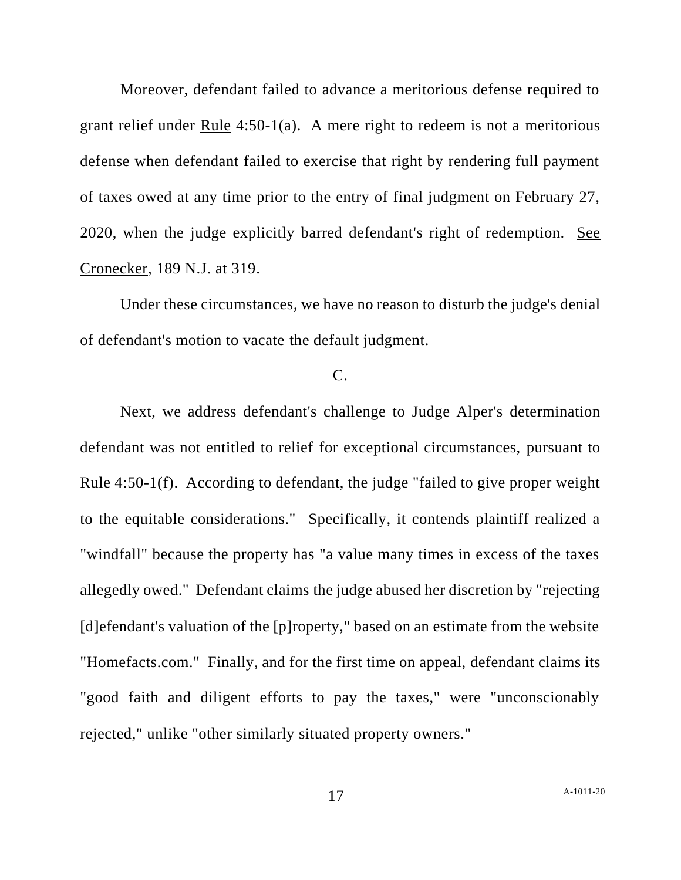Moreover, defendant failed to advance a meritorious defense required to grant relief under Rule 4:50-1(a). A mere right to redeem is not a meritorious defense when defendant failed to exercise that right by rendering full payment of taxes owed at any time prior to the entry of final judgment on February 27, 2020, when the judge explicitly barred defendant's right of redemption. See Cronecker, 189 N.J. at 319.

Under these circumstances, we have no reason to disturb the judge's denial of defendant's motion to vacate the default judgment.

C.

Next, we address defendant's challenge to Judge Alper's determination defendant was not entitled to relief for exceptional circumstances, pursuant to Rule 4:50-1(f). According to defendant, the judge "failed to give proper weight to the equitable considerations." Specifically, it contends plaintiff realized a "windfall" because the property has "a value many times in excess of the taxes allegedly owed." Defendant claims the judge abused her discretion by "rejecting [d]efendant's valuation of the [p]roperty," based on an estimate from the website "Homefacts.com." Finally, and for the first time on appeal, defendant claims its "good faith and diligent efforts to pay the taxes," were "unconscionably rejected," unlike "other similarly situated property owners."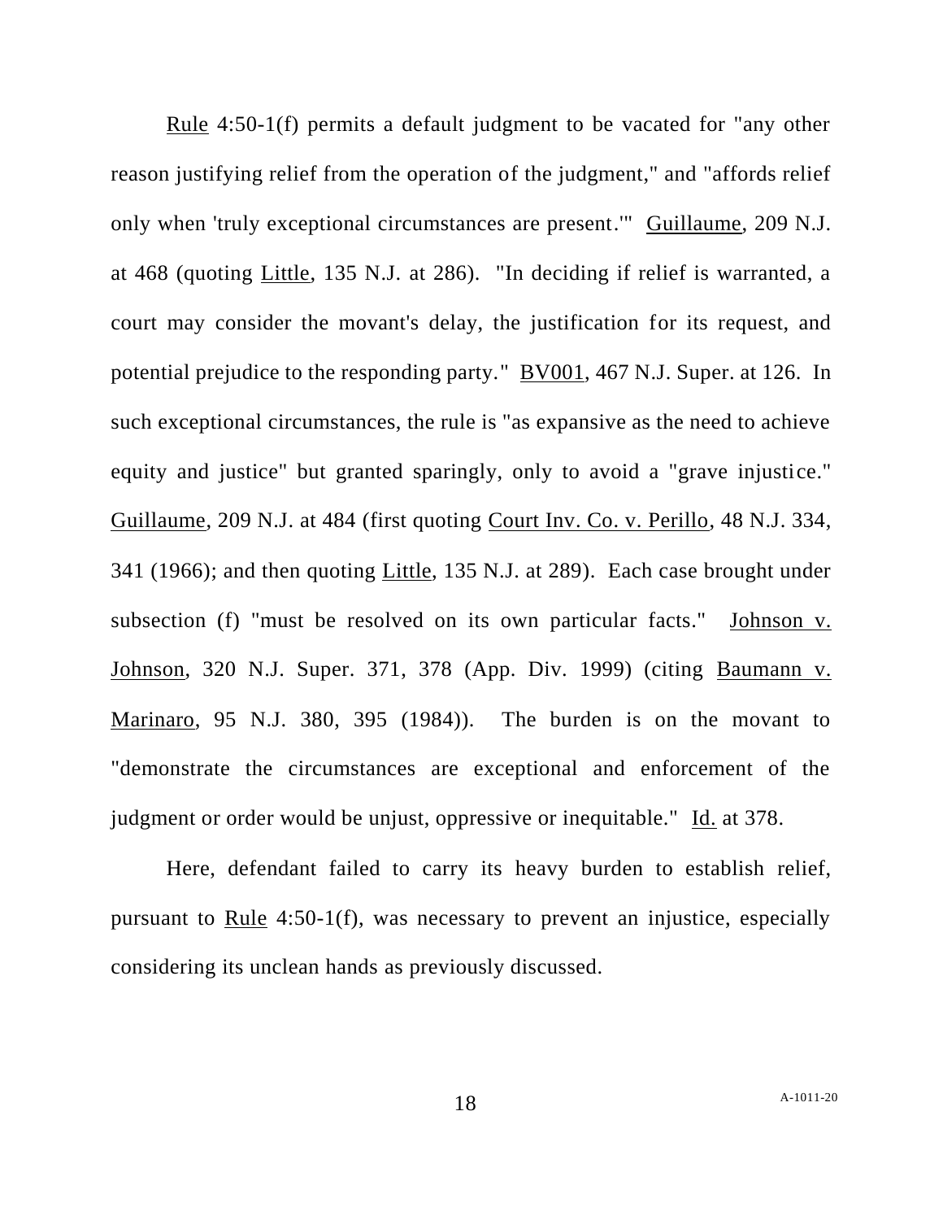Rule 4:50-1(f) permits a default judgment to be vacated for "any other reason justifying relief from the operation of the judgment," and "affords relief only when 'truly exceptional circumstances are present.'" Guillaume, 209 N.J. at 468 (quoting Little, 135 N.J. at 286). "In deciding if relief is warranted, a court may consider the movant's delay, the justification for its request, and potential prejudice to the responding party." BV001, 467 N.J. Super. at 126. In such exceptional circumstances, the rule is "as expansive as the need to achieve equity and justice" but granted sparingly, only to avoid a "grave injustice." Guillaume, 209 N.J. at 484 (first quoting Court Inv. Co. v. Perillo, 48 N.J. 334, 341 (1966); and then quoting Little, 135 N.J. at 289). Each case brought under subsection (f) "must be resolved on its own particular facts." Johnson v. Johnson, 320 N.J. Super. 371, 378 (App. Div. 1999) (citing Baumann v. Marinaro, 95 N.J. 380, 395 (1984)). The burden is on the movant to "demonstrate the circumstances are exceptional and enforcement of the judgment or order would be unjust, oppressive or inequitable." Id. at 378.

Here, defendant failed to carry its heavy burden to establish relief, pursuant to Rule 4:50-1(f), was necessary to prevent an injustice, especially considering its unclean hands as previously discussed.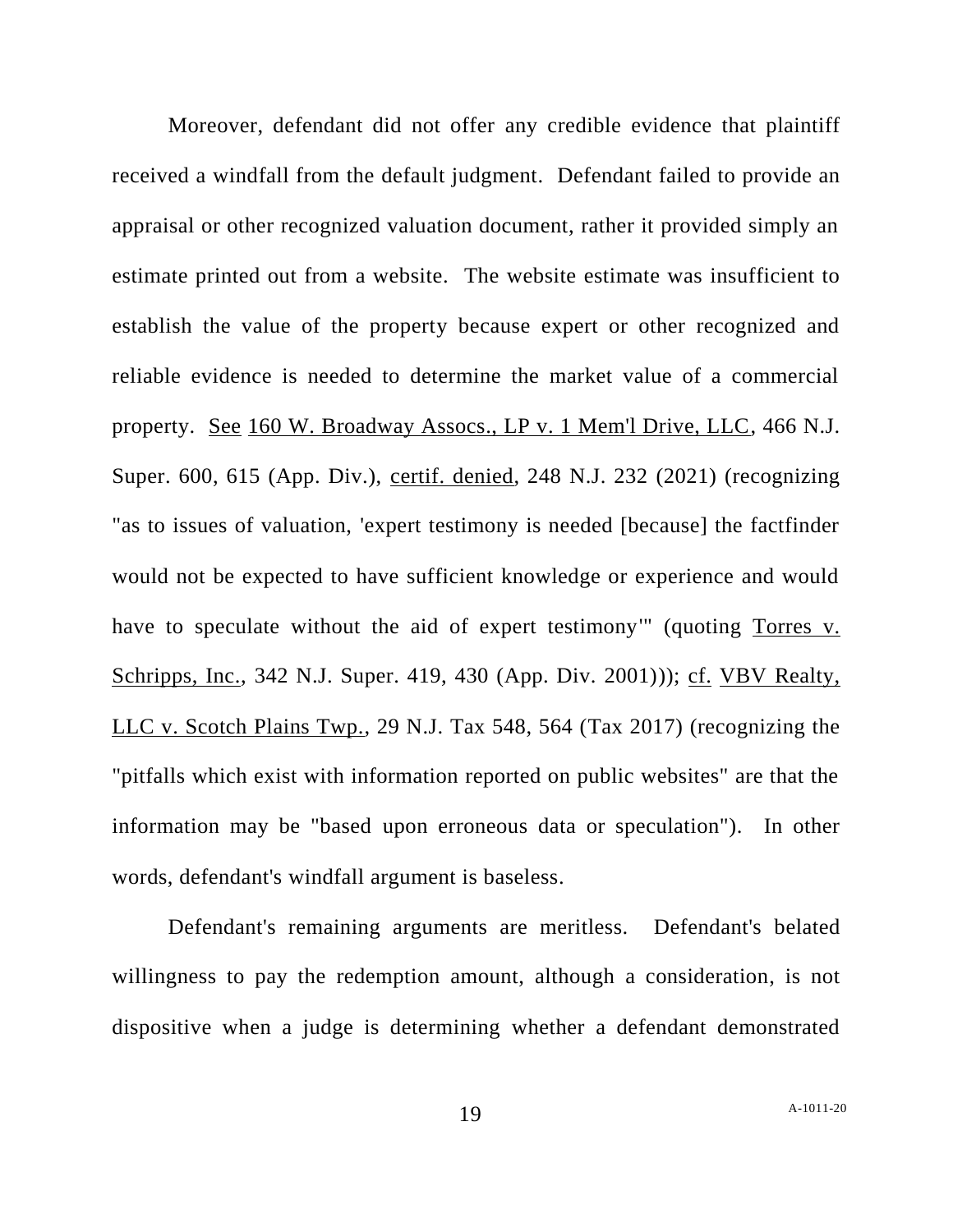Moreover, defendant did not offer any credible evidence that plaintiff received a windfall from the default judgment. Defendant failed to provide an appraisal or other recognized valuation document, rather it provided simply an estimate printed out from a website. The website estimate was insufficient to establish the value of the property because expert or other recognized and reliable evidence is needed to determine the market value of a commercial property. See 160 W. Broadway Assocs., LP v. 1 Mem'l Drive, LLC, 466 N.J. Super. 600, 615 (App. Div.), certif. denied, 248 N.J. 232 (2021) (recognizing "as to issues of valuation, 'expert testimony is needed [because] the factfinder would not be expected to have sufficient knowledge or experience and would have to speculate without the aid of expert testimony'" (quoting Torres v. Schripps, Inc., 342 N.J. Super. 419, 430 (App. Div. 2001))); cf. VBV Realty, LLC v. Scotch Plains Twp., 29 N.J. Tax 548, 564 (Tax 2017) (recognizing the "pitfalls which exist with information reported on public websites" are that the information may be "based upon erroneous data or speculation"). In other words, defendant's windfall argument is baseless.

Defendant's remaining arguments are meritless. Defendant's belated willingness to pay the redemption amount, although a consideration, is not dispositive when a judge is determining whether a defendant demonstrated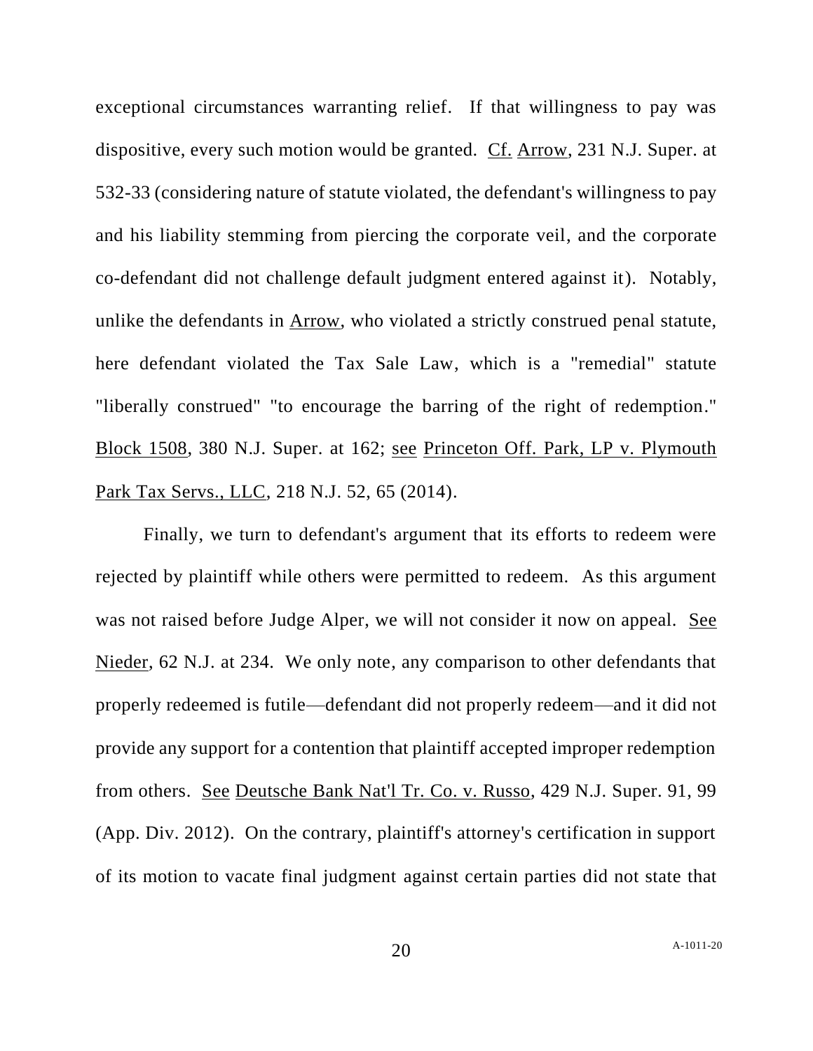exceptional circumstances warranting relief. If that willingness to pay was dispositive, every such motion would be granted. Cf. Arrow, 231 N.J. Super. at 532-33 (considering nature of statute violated, the defendant's willingness to pay and his liability stemming from piercing the corporate veil, and the corporate co-defendant did not challenge default judgment entered against it). Notably, unlike the defendants in Arrow, who violated a strictly construed penal statute, here defendant violated the Tax Sale Law, which is a "remedial" statute "liberally construed" "to encourage the barring of the right of redemption." Block 1508, 380 N.J. Super. at 162; see Princeton Off. Park, LP v. Plymouth Park Tax Servs., LLC, 218 N.J. 52, 65 (2014).

Finally, we turn to defendant's argument that its efforts to redeem were rejected by plaintiff while others were permitted to redeem. As this argument was not raised before Judge Alper, we will not consider it now on appeal. See Nieder, 62 N.J. at 234. We only note, any comparison to other defendants that properly redeemed is futile—defendant did not properly redeem—and it did not provide any support for a contention that plaintiff accepted improper redemption from others. See Deutsche Bank Nat'l Tr. Co. v. Russo, 429 N.J. Super. 91, 99 (App. Div. 2012). On the contrary, plaintiff's attorney's certification in support of its motion to vacate final judgment against certain parties did not state that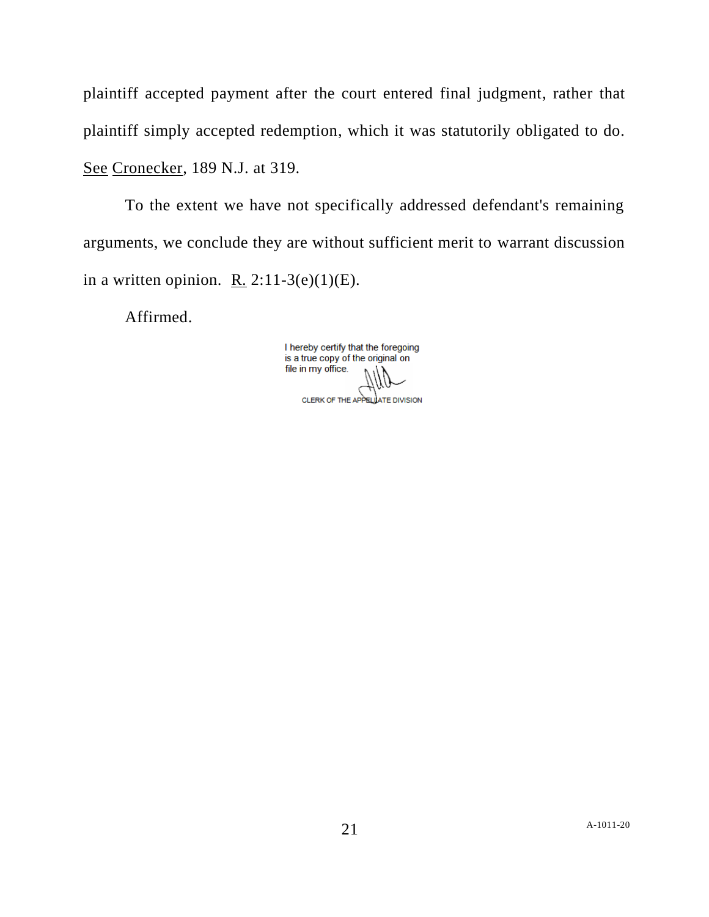plaintiff accepted payment after the court entered final judgment, rather that plaintiff simply accepted redemption, which it was statutorily obligated to do. See Cronecker, 189 N.J. at 319.

To the extent we have not specifically addressed defendant's remaining arguments, we conclude they are without sufficient merit to warrant discussion in a written opinion. R. 2:11-3(e)(1)(E).

Affirmed.

I hereby certify that the foregoing is a true copy of the original on file in my office.

CLERK OF THE APPELLATE DIVISION